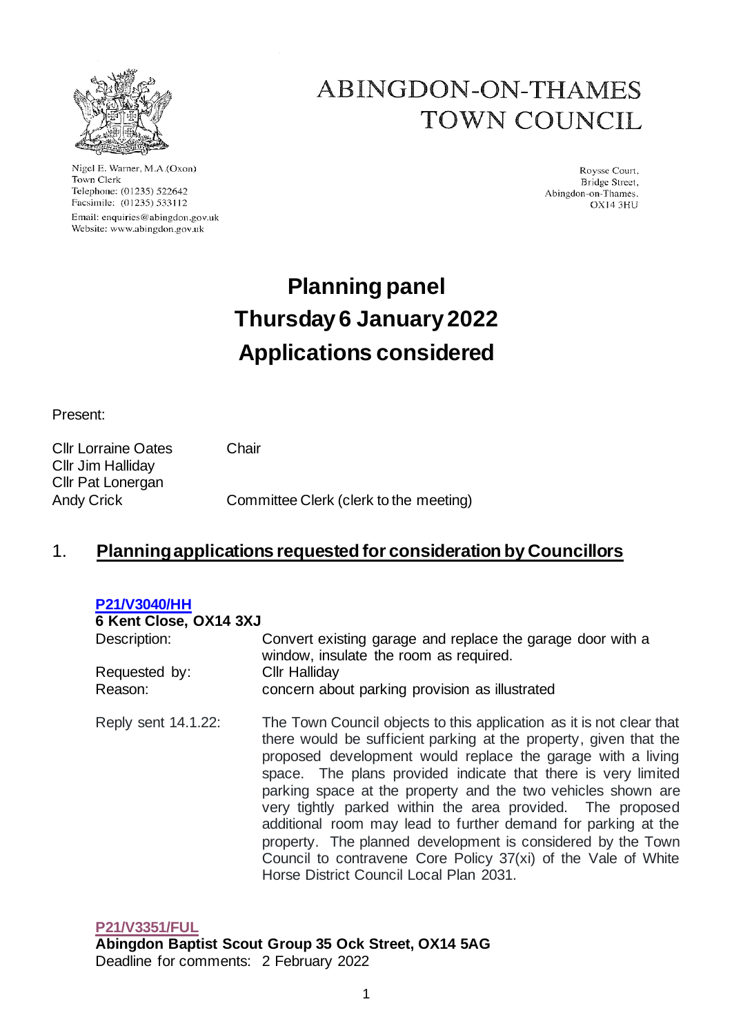# ABINGDON-ON-THAMES TOWN COUNCIL

Nigel E. Warner, M.A.(Oxon)
Town Clerk
Telephone: (01235) 522642
Facsimile: (01235) 533112
Email: enquiries@abingdon.gov.uk
Website: www.abingdon.gov.uk

Roysse Court,
Bridge Street,
Abingdon-on-Thames.
OX14 3HU

# Planning panel
# Thursday 6 January 2022
# Applications considered

Present:

| | |
|---|---|
| Cllr Lorraine Oates | Chair |
| Cllr Jim Halliday | |
| Cllr Pat Lonergan | |
| Andy Crick | Committee Clerk (clerk to the meeting) |

## 1. Planning applications requested for consideration by Councillors

**P21/V3040/HH**
**6 Kent Close, OX14 3XJ**

Description: Convert existing garage and replace the garage door with a window, insulate the room as required.

Requested by: Cllr Halliday

Reason: concern about parking provision as illustrated

Reply sent 14.1.22: The Town Council objects to this application as it is not clear that there would be sufficient parking at the property, given that the proposed development would replace the garage with a living space. The plans provided indicate that there is very limited parking space at the property and the two vehicles shown are very tightly parked within the area provided. The proposed additional room may lead to further demand for parking at the property. The planned development is considered by the Town Council to contravene Core Policy 37(xi) of the Vale of White Horse District Council Local Plan 2031.

**P21/V3351/FUL**
**Abingdon Baptist Scout Group 35 Ock Street, OX14 5AG**
Deadline for comments: 2 February 2022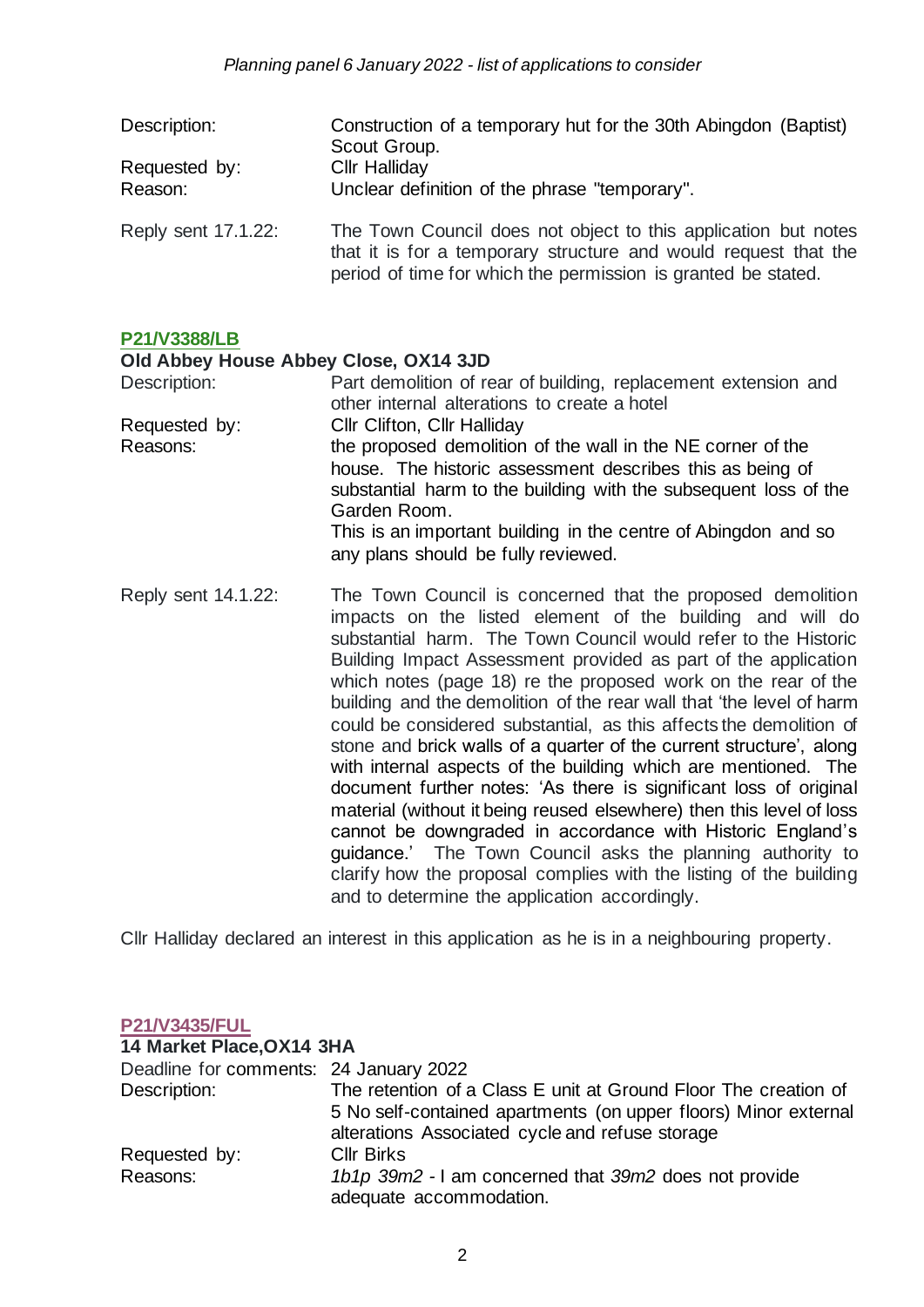| | |
|---|---|
| Description: | Construction of a temporary hut for the 30th Abingdon (Baptist) Scout Group. |
| Requested by: | Cllr Halliday |
| Reason: | Unclear definition of the phrase "temporary". |
| Reply sent 17.1.22: | The Town Council does not object to this application but notes that it is for a temporary structure and would request that the period of time for which the permission is granted be stated. |

**P21/V3388/LB**

**Old Abbey House Abbey Close, OX14 3JD**

| | |
|---|---|
| Description: | Part demolition of rear of building, replacement extension and other internal alterations to create a hotel |
| Requested by: | Cllr Clifton, Cllr Halliday |
| Reasons: | the proposed demolition of the wall in the NE corner of the house. The historic assessment describes this as being of substantial harm to the building with the subsequent loss of the Garden Room. This is an important building in the centre of Abingdon and so any plans should be fully reviewed. |
| Reply sent 14.1.22: | The Town Council is concerned that the proposed demolition impacts on the listed element of the building and will do substantial harm. The Town Council would refer to the Historic Building Impact Assessment provided as part of the application which notes (page 18) re the proposed work on the rear of the building and the demolition of the rear wall that 'the level of harm could be considered substantial, as this affects the demolition of stone and brick walls of a quarter of the current structure', along with internal aspects of the building which are mentioned. The document further notes: 'As there is significant loss of original material (without it being reused elsewhere) then this level of loss cannot be downgraded in accordance with Historic England's guidance.' The Town Council asks the planning authority to clarify how the proposal complies with the listing of the building and to determine the application accordingly. |

Cllr Halliday declared an interest in this application as he is in a neighbouring property.

**P21/V3435/FUL**

**14 Market Place,OX14 3HA**

| | |
|---|---|
| Deadline for comments: | 24 January 2022 |
| Description: | The retention of a Class E unit at Ground Floor The creation of 5 No self-contained apartments (on upper floors) Minor external alterations Associated cycle and refuse storage |
| Requested by: | Cllr Birks |
| Reasons: | *1b1p 39m2* - I am concerned that *39m2* does not provide adequate accommodation. |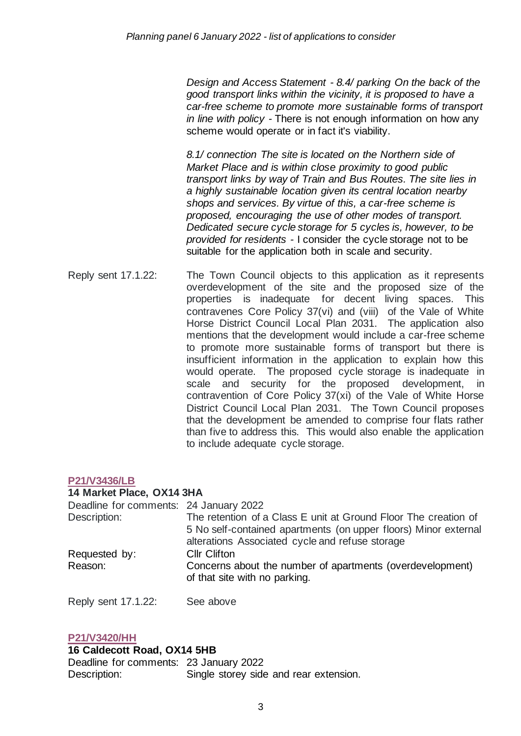*Design and Access Statement - 8.4/ parking On the back of the good transport links within the vicinity, it is proposed to have a car-free scheme to promote more sustainable forms of transport in line with policy* - There is not enough information on how any scheme would operate or in fact it's viability.

*8.1/ connection The site is located on the Northern side of Market Place and is within close proximity to good public transport links by way of Train and Bus Routes. The site lies in a highly sustainable location given its central location nearby shops and services. By virtue of this, a car-free scheme is proposed, encouraging the use of other modes of transport. Dedicated secure cycle storage for 5 cycles is, however, to be provided for residents* - I consider the cycle storage not to be suitable for the application both in scale and security.

Reply sent 17.1.22: The Town Council objects to this application as it represents overdevelopment of the site and the proposed size of the properties is inadequate for decent living spaces. This contravenes Core Policy 37(vi) and (viii) of the Vale of White Horse District Council Local Plan 2031. The application also mentions that the development would include a car-free scheme to promote more sustainable forms of transport but there is insufficient information in the application to explain how this would operate. The proposed cycle storage is inadequate in scale and security for the proposed development, in contravention of Core Policy 37(xi) of the Vale of White Horse District Council Local Plan 2031. The Town Council proposes that the development be amended to comprise four flats rather than five to address this. This would also enable the application to include adequate cycle storage.

**P21/V3436/LB**

**14 Market Place, OX14 3HA**

Deadline for comments: 24 January 2022

Description: The retention of a Class E unit at Ground Floor The creation of 5 No self-contained apartments (on upper floors) Minor external alterations Associated cycle and refuse storage

Requested by: Cllr Clifton

Reason: Concerns about the number of apartments (overdevelopment) of that site with no parking.

Reply sent 17.1.22: See above

**P21/V3420/HH**

**16 Caldecott Road, OX14 5HB**

Deadline for comments: 23 January 2022

Description: Single storey side and rear extension.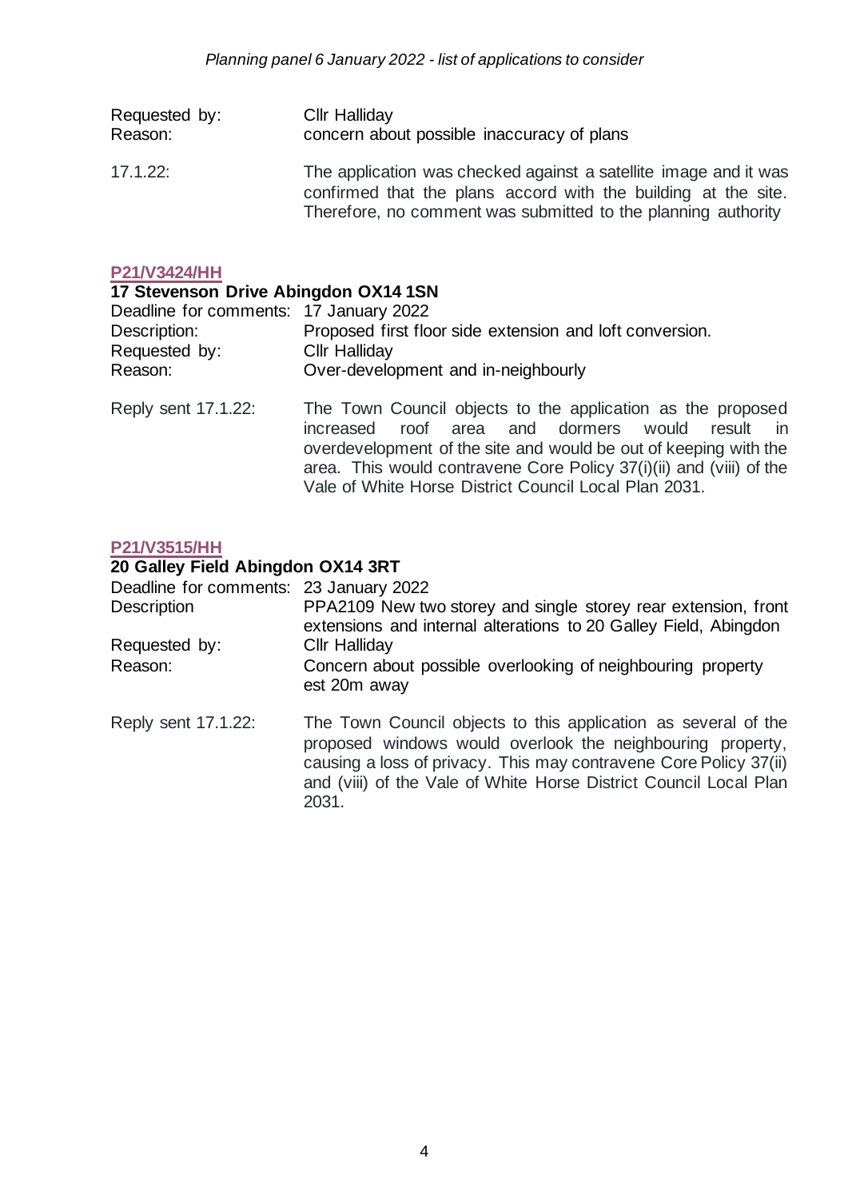| | |
|---|---|
| Requested by: | Cllr Halliday |
| Reason: | concern about possible inaccuracy of plans |
| 17.1.22: | The application was checked against a satellite image and it was confirmed that the plans accord with the building at the site. Therefore, no comment was submitted to the planning authority |

**P21/V3424/HH**

### 17 Stevenson Drive Abingdon OX14 1SN

| | |
|---|---|
| Deadline for comments: | 17 January 2022 |
| Description: | Proposed first floor side extension and loft conversion. |
| Requested by: | Cllr Halliday |
| Reason: | Over-development and in-neighbourly |
| Reply sent 17.1.22: | The Town Council objects to the application as the proposed increased roof area and dormers would result in overdevelopment of the site and would be out of keeping with the area. This would contravene Core Policy 37(i)(ii) and (viii) of the Vale of White Horse District Council Local Plan 2031. |

**P21/V3515/HH**

### 20 Galley Field Abingdon OX14 3RT

| | |
|---|---|
| Deadline for comments: | 23 January 2022 |
| Description | PPA2109 New two storey and single storey rear extension, front extensions and internal alterations to 20 Galley Field, Abingdon |
| Requested by: | Cllr Halliday |
| Reason: | Concern about possible overlooking of neighbouring property est 20m away |
| Reply sent 17.1.22: | The Town Council objects to this application as several of the proposed windows would overlook the neighbouring property, causing a loss of privacy. This may contravene Core Policy 37(ii) and (viii) of the Vale of White Horse District Council Local Plan 2031. |